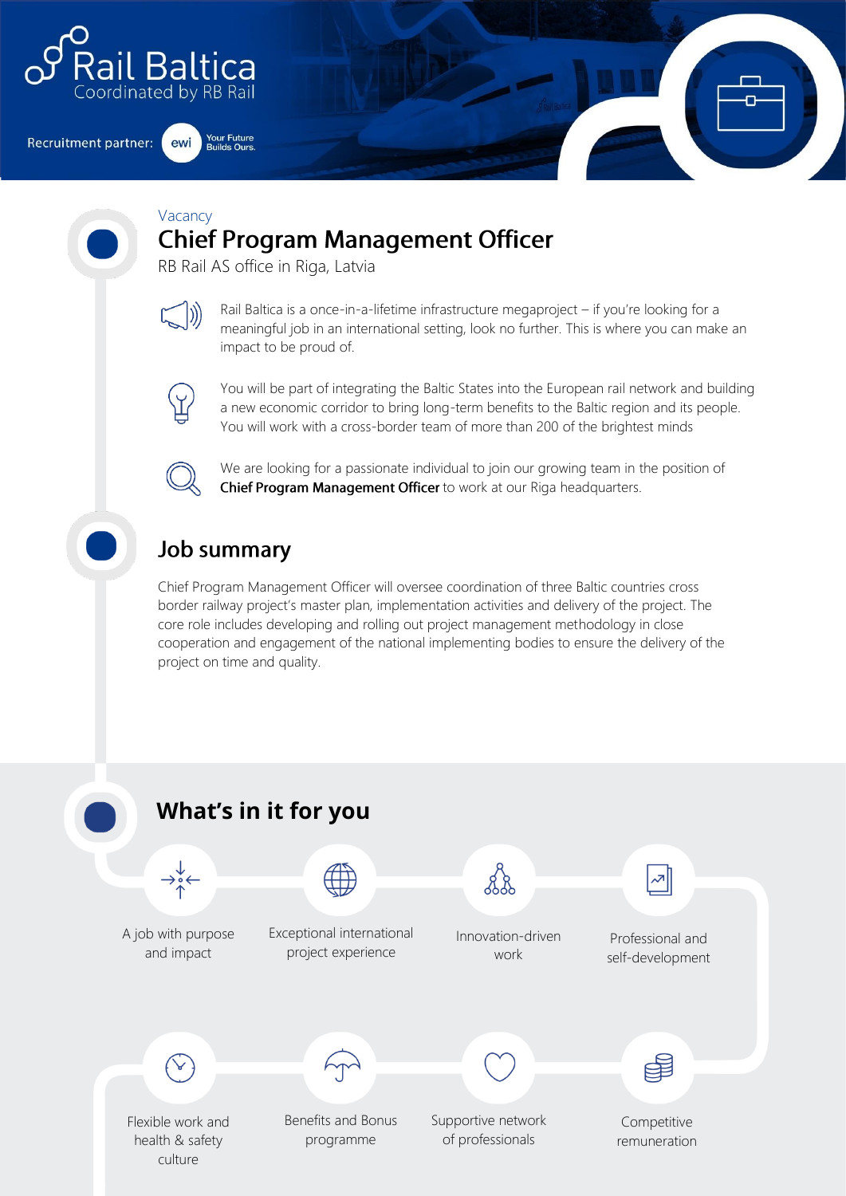Rail Baltica
Coordinated by RB Rail

Recruitment partner: ewi Your Future Builds Ours.

Vacancy

# Chief Program Management Officer

RB Rail AS office in Riga, Latvia

Rail Baltica is a once-in-a-lifetime infrastructure megaproject – if you're looking for a meaningful job in an international setting, look no further. This is where you can make an impact to be proud of.

You will be part of integrating the Baltic States into the European rail network and building a new economic corridor to bring long-term benefits to the Baltic region and its people. You will work with a cross-border team of more than 200 of the brightest minds

We are looking for a passionate individual to join our growing team in the position of **Chief Program Management Officer** to work at our Riga headquarters.

## Job summary

Chief Program Management Officer will oversee coordination of three Baltic countries cross border railway project's master plan, implementation activities and delivery of the project. The core role includes developing and rolling out project management methodology in close cooperation and engagement of the national implementing bodies to ensure the delivery of the project on time and quality.

## What's in it for you

- A job with purpose and impact
- Exceptional international project experience
- Innovation-driven work
- Professional and self-development
- Flexible work and health & safety culture
- Benefits and Bonus programme
- Supportive network of professionals
- Competitive remuneration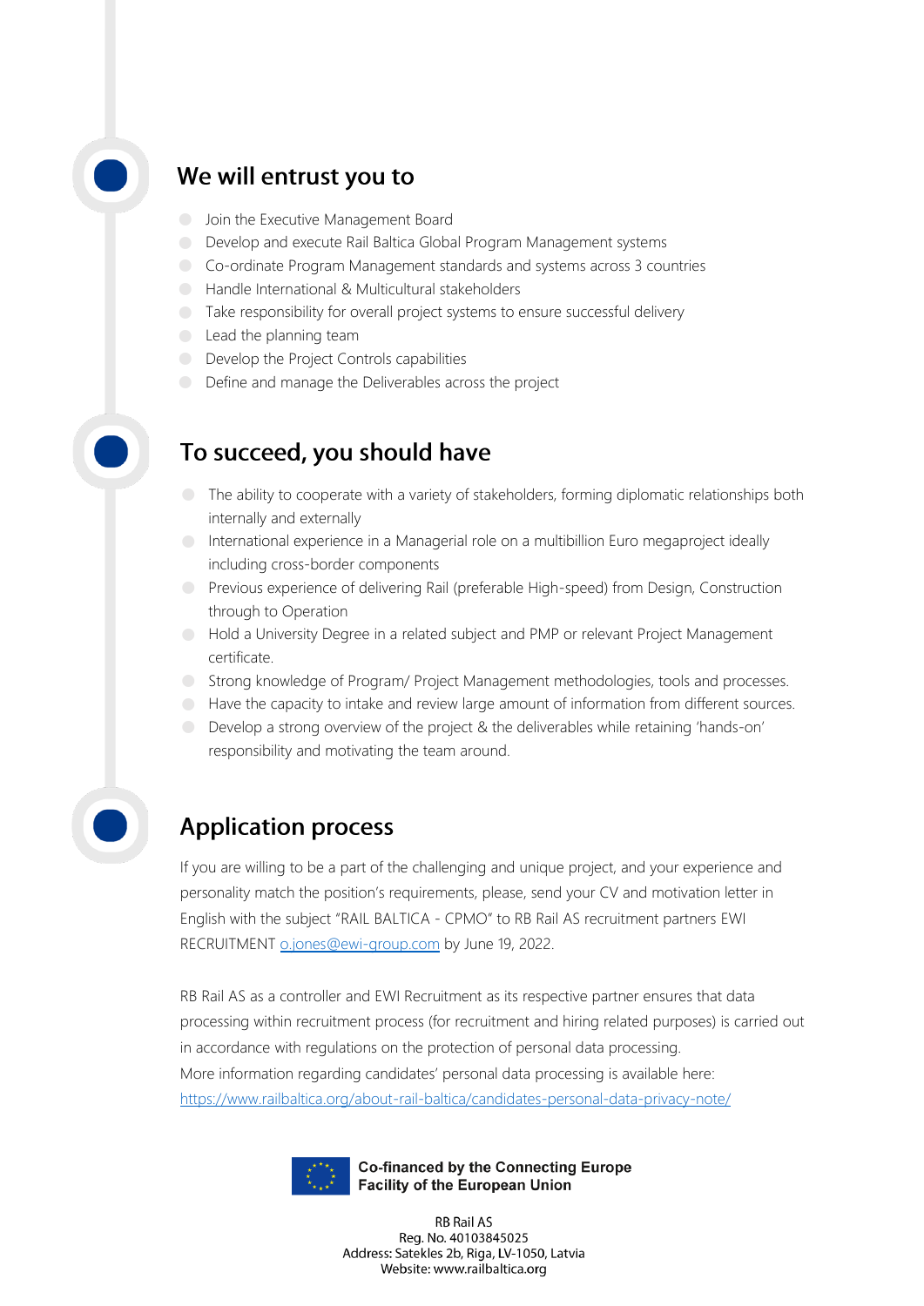## We will entrust you to

- Join the Executive Management Board
- Develop and execute Rail Baltica Global Program Management systems
- Co-ordinate Program Management standards and systems across 3 countries
- Handle International & Multicultural stakeholders
- Take responsibility for overall project systems to ensure successful delivery
- Lead the planning team
- Develop the Project Controls capabilities
- Define and manage the Deliverables across the project

## To succeed, you should have

- The ability to cooperate with a variety of stakeholders, forming diplomatic relationships both internally and externally
- International experience in a Managerial role on a multibillion Euro megaproject ideally including cross-border components
- Previous experience of delivering Rail (preferable High-speed) from Design, Construction through to Operation
- Hold a University Degree in a related subject and PMP or relevant Project Management certificate.
- Strong knowledge of Program/ Project Management methodologies, tools and processes.
- Have the capacity to intake and review large amount of information from different sources.
- Develop a strong overview of the project & the deliverables while retaining 'hands-on' responsibility and motivating the team around.

## Application process

If you are willing to be a part of the challenging and unique project, and your experience and personality match the position's requirements, please, send your CV and motivation letter in English with the subject "RAIL BALTICA - CPMO" to RB Rail AS recruitment partners EWI RECRUITMENT [o.jones@ewi-group.com](mailto:o.jones@ewi-group.com) by June 19, 2022.

RB Rail AS as a controller and EWI Recruitment as its respective partner ensures that data processing within recruitment process (for recruitment and hiring related purposes) is carried out in accordance with regulations on the protection of personal data processing.
More information regarding candidates' personal data processing is available here: [https://www.railbaltica.org/about-rail-baltica/candidates-personal-data-privacy-note/](https://www.railbaltica.org/about-rail-baltica/candidates-personal-data-privacy-note/)

**Co-financed by the Connecting Europe Facility of the European Union**

RB Rail AS
Reg. No. 40103845025
Address: Satekles 2b, Riga, LV-1050, Latvia
Website: www.railbaltica.org